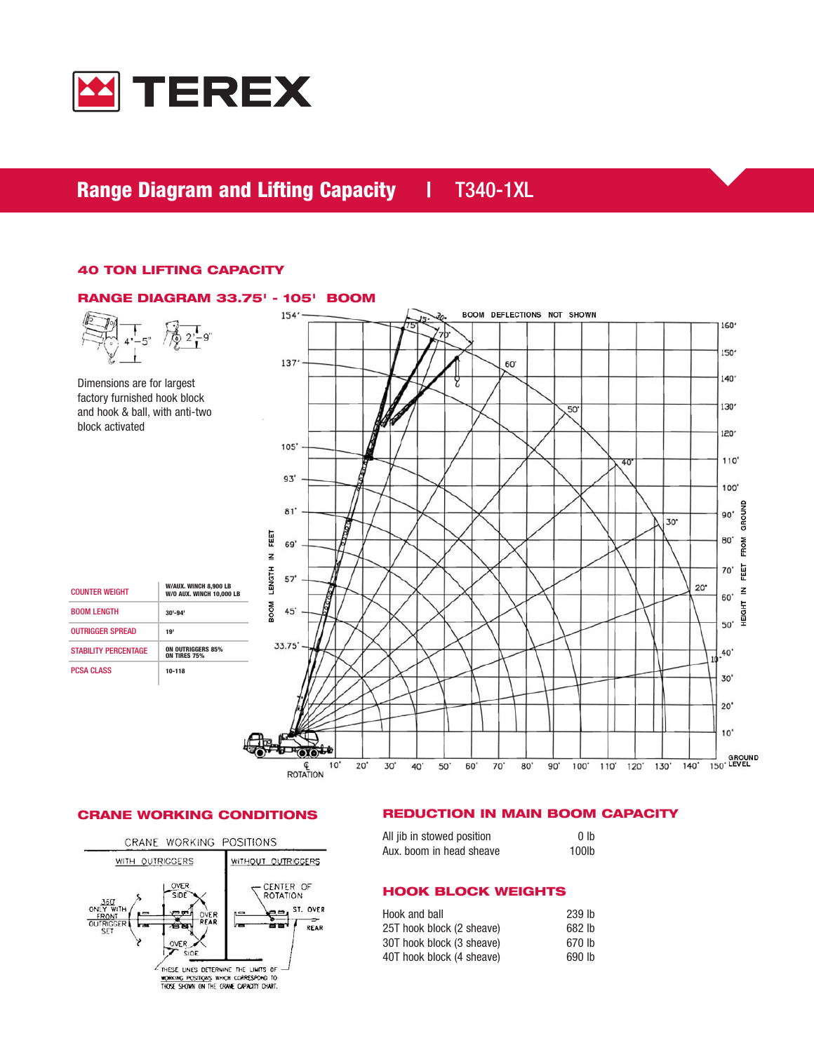# TEREX

## Range Diagram and Lifting Capacity | T340-1XL

### 40 TON LIFTING CAPACITY

### RANGE DIAGRAM 33.75' - 105' BOOM

4'–5"

2'–9"

Dimensions are for largest factory furnished hook block and hook & ball, with anti-two block activated

| | |
|---|---|
| COUNTER WEIGHT | W/AUX. WINCH 8,900 LB<br>W/O AUX. WINCH 10,000 LB |
| BOOM LENGTH | 30'-94' |
| OUTRIGGER SPREAD | 19' |
| STABILITY PERCENTAGE | ON OUTRIGGERS 85%<br>ON TIRES 75% |
| PCSA CLASS | 10-118 |

BOOM DEFLECTIONS NOT SHOWN

154'
137'
105'
93'
81'
69'
57'
45'
33.75'

BOOM LENGTH IN FEET

75°
15°
30°
70°
60°
50°
40°
30°
20°
10°

160'
150'
140'
130'
120'
110'
100'
90'
80'
70'
60'
50'
40'
30'
20'
10'
GROUND LEVEL

HEIGHT IN FEET FROM GROUND

℄ ROTATION
10' 20' 30' 40' 50' 60' 70' 80' 90' 100' 110' 120' 130' 140' 150'

### CRANE WORKING CONDITIONS

CRANE WORKING POSITIONS

WITH OUTRIGGERS | WITHOUT OUTRIGGERS

OVER SIDE
360° ONLY WITH FRONT OUTRIGGER SET
OVER REAR
OVER SIDE
CENTER OF ROTATION
ST. OVER REAR

THESE LINES DETERMINE THE LIMITS OF WORKING POSITIONS WHICH CORRESPOND TO THOSE SHOWN ON THE CRANE CAPACITY CHART.

### REDUCTION IN MAIN BOOM CAPACITY

| | |
|---|---|
| All jib in stowed position | 0 lb |
| Aux. boom in head sheave | 100lb |

### HOOK BLOCK WEIGHTS

| | |
|---|---|
| Hook and ball | 239 lb |
| 25T hook block (2 sheave) | 682 lb |
| 30T hook block (3 sheave) | 670 lb |
| 40T hook block (4 sheave) | 690 lb |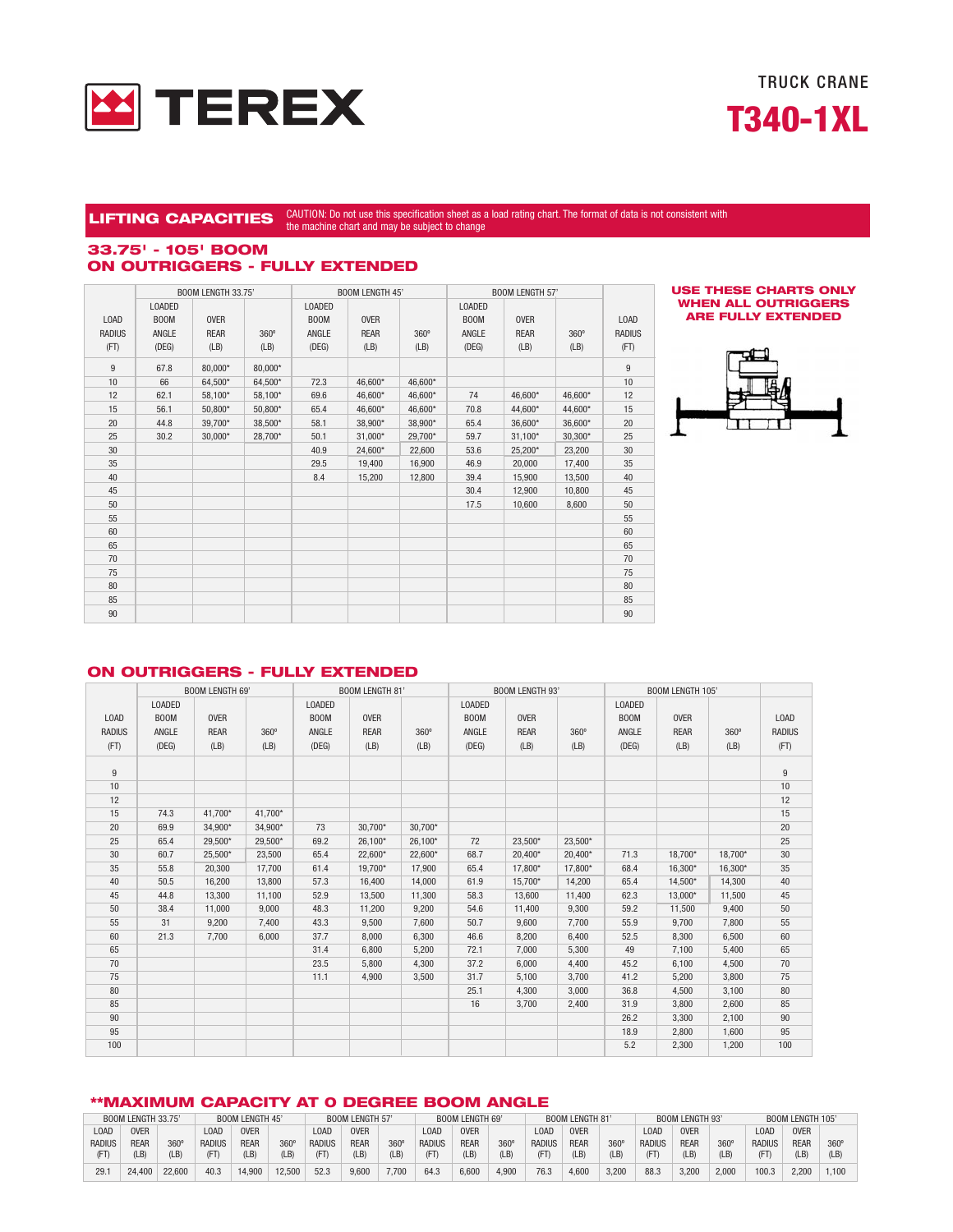TRUCK CRANE

# T340-1XL

## LIFTING CAPACITIES

CAUTION: Do not use this specification sheet as a load rating chart. The format of data is not consistent with the machine chart and may be subject to change

### 33.75' - 105' BOOM ON OUTRIGGERS - FULLY EXTENDED

**USE THESE CHARTS ONLY WHEN ALL OUTRIGGERS ARE FULLY EXTENDED**

| LOAD RADIUS (FT) | BOOM LENGTH 33.75' | | | BOOM LENGTH 45' | | | BOOM LENGTH 57' | | | LOAD RADIUS (FT) |
|---|---|---|---|---|---|---|---|---|---|---|
| | LOADED BOOM ANGLE (DEG) | OVER REAR (LB) | 360° (LB) | LOADED BOOM ANGLE (DEG) | OVER REAR (LB) | 360° (LB) | LOADED BOOM ANGLE (DEG) | OVER REAR (LB) | 360° (LB) | |
| 9 | 67.8 | 80,000* | 80,000* | | | | | | | 9 |
| 10 | 66 | 64,500* | 64,500* | 72.3 | 46,600* | 46,600* | | | | 10 |
| 12 | 62.1 | 58,100* | 58,100* | 69.6 | 46,600* | 46,600* | 74 | 46,600* | 46,600* | 12 |
| 15 | 56.1 | 50,800* | 50,800* | 65.4 | 46,600* | 46,600* | 70.8 | 44,600* | 44,600* | 15 |
| 20 | 44.8 | 39,700* | 38,500* | 58.1 | 38,900* | 38,900* | 65.4 | 36,600* | 36,600* | 20 |
| 25 | 30.2 | 30,000* | 28,700* | 50.1 | 31,000* | 29,700* | 59.7 | 31,100* | 30,300* | 25 |
| 30 | | | | 40.9 | 24,600* | 22,600 | 53.6 | 25,200* | 23,200 | 30 |
| 35 | | | | 29.5 | 19,400 | 16,900 | 46.9 | 20,000 | 17,400 | 35 |
| 40 | | | | 8.4 | 15,200 | 12,800 | 39.4 | 15,900 | 13,500 | 40 |
| 45 | | | | | | | 30.4 | 12,900 | 10,800 | 45 |
| 50 | | | | | | | 17.5 | 10,600 | 8,600 | 50 |
| 55 | | | | | | | | | | 55 |
| 60 | | | | | | | | | | 60 |
| 65 | | | | | | | | | | 65 |
| 70 | | | | | | | | | | 70 |
| 75 | | | | | | | | | | 75 |
| 80 | | | | | | | | | | 80 |
| 85 | | | | | | | | | | 85 |
| 90 | | | | | | | | | | 90 |

### ON OUTRIGGERS - FULLY EXTENDED

| LOAD RADIUS (FT) | BOOM LENGTH 69' | | | BOOM LENGTH 81' | | | BOOM LENGTH 93' | | | BOOM LENGTH 105' | | | LOAD RADIUS (FT) |
|---|---|---|---|---|---|---|---|---|---|---|---|---|---|
| | LOADED BOOM ANGLE (DEG) | OVER REAR (LB) | 360° (LB) | LOADED BOOM ANGLE (DEG) | OVER REAR (LB) | 360° (LB) | LOADED BOOM ANGLE (DEG) | OVER REAR (LB) | 360° (LB) | LOADED BOOM ANGLE (DEG) | OVER REAR (LB) | 360° (LB) | |
| 9 | | | | | | | | | | | | | 9 |
| 10 | | | | | | | | | | | | | 10 |
| 12 | | | | | | | | | | | | | 12 |
| 15 | 74.3 | 41,700* | 41,700* | | | | | | | | | | 15 |
| 20 | 69.9 | 34,900* | 34,900* | 73 | 30,700* | 30,700* | | | | | | | 20 |
| 25 | 65.4 | 29,500* | 29,500* | 69.2 | 26,100* | 26,100* | 72 | 23,500* | 23,500* | | | | 25 |
| 30 | 60.7 | 25,500* | 23,500 | 65.4 | 22,600* | 22,600* | 68.7 | 20,400* | 20,400* | 71.3 | 18,700* | 18,700* | 30 |
| 35 | 55.8 | 20,300 | 17,700 | 61.4 | 19,700* | 17,900 | 65.4 | 17,800* | 17,800* | 68.4 | 16,300* | 16,300* | 35 |
| 40 | 50.5 | 16,200 | 13,800 | 57.3 | 16,400 | 14,000 | 61.9 | 15,700* | 14,200 | 65.4 | 14,500* | 14,300 | 40 |
| 45 | 44.8 | 13,300 | 11,100 | 52.9 | 13,500 | 11,300 | 58.3 | 13,600 | 11,400 | 62.3 | 13,000* | 11,500 | 45 |
| 50 | 38.4 | 11,000 | 9,000 | 48.3 | 11,200 | 9,200 | 54.6 | 11,400 | 9,300 | 59.2 | 11,500 | 9,400 | 50 |
| 55 | 31 | 9,200 | 7,400 | 43.3 | 9,500 | 7,600 | 50.7 | 9,600 | 7,700 | 55.9 | 9,700 | 7,800 | 55 |
| 60 | 21.3 | 7,700 | 6,000 | 37.7 | 8,000 | 6,300 | 46.6 | 8,200 | 6,400 | 52.5 | 8,300 | 6,500 | 60 |
| 65 | | | | 31.4 | 6,800 | 5,200 | 72.1 | 7,000 | 5,300 | 49 | 7,100 | 5,400 | 65 |
| 70 | | | | 23.5 | 5,800 | 4,300 | 37.2 | 6,000 | 4,400 | 45.2 | 6,100 | 4,500 | 70 |
| 75 | | | | 11.1 | 4,900 | 3,500 | 31.7 | 5,100 | 3,700 | 41.2 | 5,200 | 3,800 | 75 |
| 80 | | | | | | | 25.1 | 4,300 | 3,000 | 36.8 | 4,500 | 3,100 | 80 |
| 85 | | | | | | | 16 | 3,700 | 2,400 | 31.9 | 3,800 | 2,600 | 85 |
| 90 | | | | | | | | | | 26.2 | 3,300 | 2,100 | 90 |
| 95 | | | | | | | | | | 18.9 | 2,800 | 1,600 | 95 |
| 100 | | | | | | | | | | 5.2 | 2,300 | 1,200 | 100 |

### **MAXIMUM CAPACITY AT 0 DEGREE BOOM ANGLE

| BOOM LENGTH 33.75' | | | BOOM LENGTH 45' | | | BOOM LENGTH 57' | | | BOOM LENGTH 69' | | | BOOM LENGTH 81' | | | BOOM LENGTH 93' | | | BOOM LENGTH 105' | | |
|---|---|---|---|---|---|---|---|---|---|---|---|---|---|---|---|---|---|---|---|---|
| LOAD RADIUS (FT) | OVER REAR (LB) | 360° (LB) | LOAD RADIUS (FT) | OVER REAR (LB) | 360° (LB) | LOAD RADIUS (FT) | OVER REAR (LB) | 360° (LB) | LOAD RADIUS (FT) | OVER REAR (LB) | 360° (LB) | LOAD RADIUS (FT) | OVER REAR (LB) | 360° (LB) | LOAD RADIUS (FT) | OVER REAR (LB) | 360° (LB) | LOAD RADIUS (FT) | OVER REAR (LB) | 360° (LB) |
| 29.1 | 24,400 | 22,600 | 40.3 | 14,900 | 12,500 | 52.3 | 9,600 | 7,700 | 64.3 | 6,600 | 4,900 | 76.3 | 4,600 | 3,200 | 88.3 | 3,200 | 2,000 | 100.3 | 2,200 | 1,100 |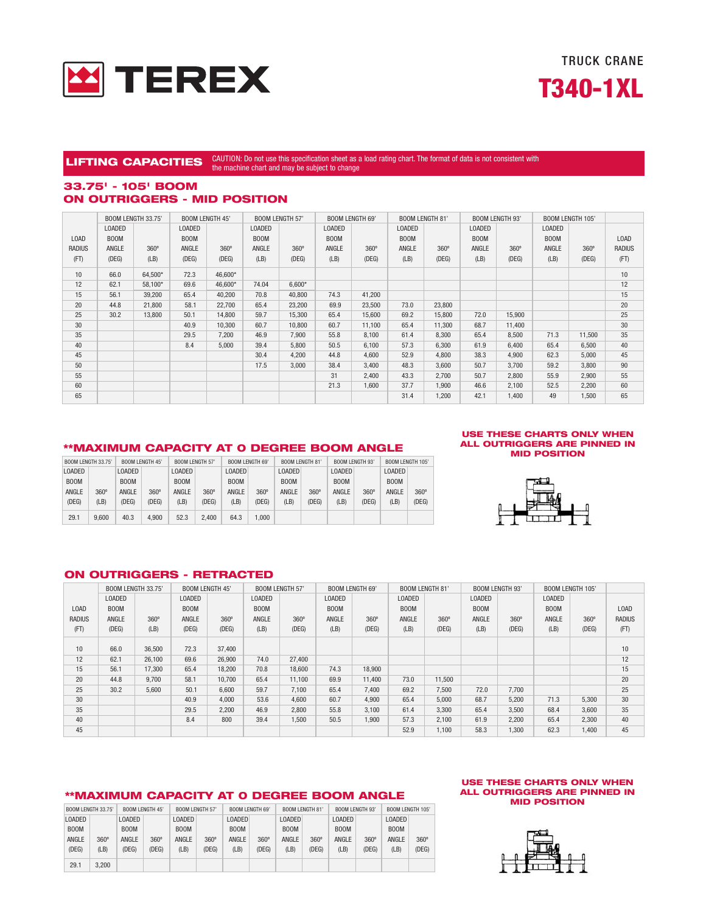TRUCK CRANE

# T340-1XL

## LIFTING CAPACITIES

CAUTION: Do not use this specification sheet as a load rating chart. The format of data is not consistent with the machine chart and may be subject to change

### 33.75' - 105' BOOM
### ON OUTRIGGERS - MID POSITION

| | BOOM LENGTH 33.75' | | BOOM LENGTH 45' | | BOOM LENGTH 57' | | BOOM LENGTH 69' | | BOOM LENGTH 81' | | BOOM LENGTH 93' | | BOOM LENGTH 105' | | |
|---|---|---|---|---|---|---|---|---|---|---|---|---|---|---|---|
| LOAD RADIUS (FT) | LOADED BOOM ANGLE (DEG) | 360° (LB) | LOADED BOOM ANGLE (DEG) | 360° (DEG) | LOADED BOOM ANGLE (LB) | 360° (DEG) | LOADED BOOM ANGLE (LB) | 360° (DEG) | LOADED BOOM ANGLE (LB) | 360° (DEG) | LOADED BOOM ANGLE (LB) | 360° (DEG) | LOADED BOOM ANGLE (LB) | 360° (DEG) | LOAD RADIUS (FT) |
| 10 | 66.0 | 64,500* | 72.3 | 46,600* | | | | | | | | | | | 10 |
| 12 | 62.1 | 58,100* | 69.6 | 46,600* | 74.04 | 6,600* | | | | | | | | | 12 |
| 15 | 56.1 | 39,200 | 65.4 | 40,200 | 70.8 | 40,800 | 74.3 | 41,200 | | | | | | | 15 |
| 20 | 44.8 | 21,800 | 58.1 | 22,700 | 65.4 | 23,200 | 69.9 | 23,500 | 73.0 | 23,800 | | | | | 20 |
| 25 | 30.2 | 13,800 | 50.1 | 14,800 | 59.7 | 15,300 | 65.4 | 15,600 | 69.2 | 15,800 | 72.0 | 15,900 | | | 25 |
| 30 | | | 40.9 | 10,300 | 60.7 | 10,800 | 60.7 | 11,100 | 65.4 | 11,300 | 68.7 | 11,400 | | | 30 |
| 35 | | | 29.5 | 7,200 | 46.9 | 7,900 | 55.8 | 8,100 | 61.4 | 8,300 | 65.4 | 8,500 | 71.3 | 11,500 | 35 |
| 40 | | | 8.4 | 5,000 | 39.4 | 5,800 | 50.5 | 6,100 | 57.3 | 6,300 | 61.9 | 6,400 | 65.4 | 6,500 | 40 |
| 45 | | | | | 30.4 | 4,200 | 44.8 | 4,600 | 52.9 | 4,800 | 38.3 | 4,900 | 62.3 | 5,000 | 45 |
| 50 | | | | | 17.5 | 3,000 | 38.4 | 3,400 | 48.3 | 3,600 | 50.7 | 3,700 | 59.2 | 3,800 | 90 |
| 55 | | | | | | | 31 | 2,400 | 43.3 | 2,700 | 50.7 | 2,800 | 55.9 | 2,900 | 55 |
| 60 | | | | | | | 21.3 | 1,600 | 37.7 | 1,900 | 46.6 | 2,100 | 52.5 | 2,200 | 60 |
| 65 | | | | | | | | | 31.4 | 1,200 | 42.1 | 1,400 | 49 | 1,500 | 65 |

### **MAXIMUM CAPACITY AT 0 DEGREE BOOM ANGLE

| BOOM LENGTH 33.75' | | BOOM LENGTH 45' | | BOOM LENGTH 57' | | BOOM LENGTH 69' | | BOOM LENGTH 81' | | BOOM LENGTH 93' | | BOOM LENGTH 105' | |
|---|---|---|---|---|---|---|---|---|---|---|---|---|---|
| LOADED BOOM ANGLE (DEG) | 360° (LB) | LOADED BOOM ANGLE (DEG) | 360° (DEG) | LOADED BOOM ANGLE (LB) | 360° (DEG) | LOADED BOOM ANGLE (LB) | 360° (DEG) | LOADED BOOM ANGLE (LB) | 360° (DEG) | LOADED BOOM ANGLE (LB) | 360° (DEG) | LOADED BOOM ANGLE (LB) | 360° (DEG) |
| 29.1 | 9,600 | 40.3 | 4,900 | 52.3 | 2,400 | 64.3 | 1,000 | | | | | | |

**USE THESE CHARTS ONLY WHEN ALL OUTRIGGERS ARE PINNED IN MID POSITION**

### ON OUTRIGGERS - RETRACTED

| | BOOM LENGTH 33.75' | | BOOM LENGTH 45' | | BOOM LENGTH 57' | | BOOM LENGTH 69' | | BOOM LENGTH 81' | | BOOM LENGTH 93' | | BOOM LENGTH 105' | | |
|---|---|---|---|---|---|---|---|---|---|---|---|---|---|---|---|
| LOAD RADIUS (FT) | LOADED BOOM ANGLE (DEG) | 360° (LB) | LOADED BOOM ANGLE (DEG) | 360° (DEG) | LOADED BOOM ANGLE (LB) | 360° (DEG) | LOADED BOOM ANGLE (LB) | 360° (DEG) | LOADED BOOM ANGLE (LB) | 360° (DEG) | LOADED BOOM ANGLE (LB) | 360° (DEG) | LOADED BOOM ANGLE (LB) | 360° (DEG) | LOAD RADIUS (FT) |
| 10 | 66.0 | 36,500 | 72.3 | 37,400 | | | | | | | | | | | 10 |
| 12 | 62.1 | 26,100 | 69.6 | 26,900 | 74.0 | 27,400 | | | | | | | | | 12 |
| 15 | 56.1 | 17,300 | 65.4 | 18,200 | 70.8 | 18,600 | 74.3 | 18,900 | | | | | | | 15 |
| 20 | 44.8 | 9,700 | 58.1 | 10,700 | 65.4 | 11,100 | 69.9 | 11,400 | 73.0 | 11,500 | | | | | 20 |
| 25 | 30.2 | 5,600 | 50.1 | 6,600 | 59.7 | 7,100 | 65.4 | 7,400 | 69.2 | 7,500 | 72.0 | 7,700 | | | 25 |
| 30 | | | 40.9 | 4,000 | 53.6 | 4,600 | 60.7 | 4,900 | 65.4 | 5,000 | 68.7 | 5,200 | 71.3 | 5,300 | 30 |
| 35 | | | 29.5 | 2,200 | 46.9 | 2,800 | 55.8 | 3,100 | 61.4 | 3,300 | 65.4 | 3,500 | 68.4 | 3,600 | 35 |
| 40 | | | 8.4 | 800 | 39.4 | 1,500 | 50.5 | 1,900 | 57.3 | 2,100 | 61.9 | 2,200 | 65.4 | 2,300 | 40 |
| 45 | | | | | | | | | 52.9 | 1,100 | 58.3 | 1,300 | 62.3 | 1,400 | 45 |

### **MAXIMUM CAPACITY AT 0 DEGREE BOOM ANGLE

| BOOM LENGTH 33.75' | | BOOM LENGTH 45' | | BOOM LENGTH 57' | | BOOM LENGTH 69' | | BOOM LENGTH 81' | | BOOM LENGTH 93' | | BOOM LENGTH 105' | |
|---|---|---|---|---|---|---|---|---|---|---|---|---|---|
| LOADED BOOM ANGLE (DEG) | 360° (LB) | LOADED BOOM ANGLE (DEG) | 360° (DEG) | LOADED BOOM ANGLE (LB) | 360° (DEG) | LOADED BOOM ANGLE (LB) | 360° (DEG) | LOADED BOOM ANGLE (LB) | 360° (DEG) | LOADED BOOM ANGLE (LB) | 360° (DEG) | LOADED BOOM ANGLE (LB) | 360° (DEG) |
| 29.1 | 3,200 | | | | | | | | | | | | |

**USE THESE CHARTS ONLY WHEN ALL OUTRIGGERS ARE PINNED IN MID POSITION**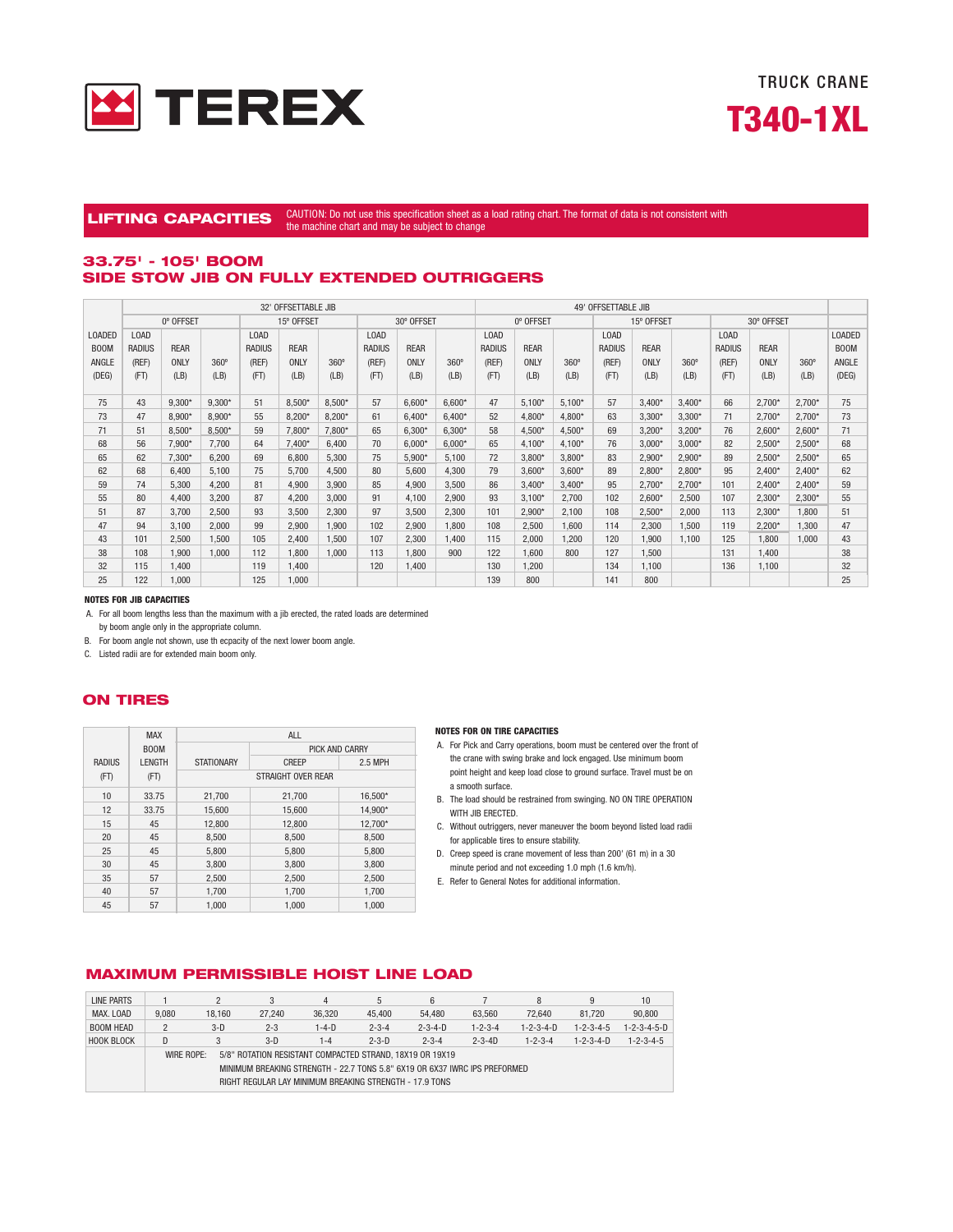TRUCK CRANE

# T340-1XL

## LIFTING CAPACITIES

CAUTION: Do not use this specification sheet as a load rating chart. The format of data is not consistent with the machine chart and may be subject to change

### 33.75' - 105' BOOM
### SIDE STOW JIB ON FULLY EXTENDED OUTRIGGERS

| | 32' OFFSETTABLE JIB | | | | | | | | | 49' OFFSETTABLE JIB | | | | | | | | | |
|---|---|---|---|---|---|---|---|---|---|---|---|---|---|---|---|---|---|---|---|
| | 0° OFFSET | | | 15° OFFSET | | | 30° OFFSET | | | 0° OFFSET | | | 15° OFFSET | | | 30° OFFSET | | | |
| LOADED BOOM ANGLE (DEG) | LOAD RADIUS (REF) (FT) | REAR ONLY (LB) | 360° (LB) | LOAD RADIUS (REF) (FT) | REAR ONLY (LB) | 360° (LB) | LOAD RADIUS (REF) (FT) | REAR ONLY (LB) | 360° (LB) | LOAD RADIUS (REF) (FT) | REAR ONLY (LB) | 360° (LB) | LOAD RADIUS (REF) (FT) | REAR ONLY (LB) | 360° (LB) | LOAD RADIUS (REF) (FT) | REAR ONLY (LB) | 360° (LB) | LOADED BOOM ANGLE (DEG) |
| 75 | 43 | 9,300* | 9,300* | 51 | 8,500* | 8,500* | 57 | 6,600* | 6,600* | 47 | 5,100* | 5,100* | 57 | 3,400* | 3,400* | 66 | 2,700* | 2,700* | 75 |
| 73 | 47 | 8,900* | 8,900* | 55 | 8,200* | 8,200* | 61 | 6,400* | 6,400* | 52 | 4,800* | 4,800* | 63 | 3,300* | 3,300* | 71 | 2,700* | 2,700* | 73 |
| 71 | 51 | 8,500* | 8,500* | 59 | 7,800* | 7,800* | 65 | 6,300* | 6,300* | 58 | 4,500* | 4,500* | 69 | 3,200* | 3,200* | 76 | 2,600* | 2,600* | 71 |
| 68 | 56 | 7,900* | 7,700 | 64 | 7,400* | 6,400 | 70 | 6,000* | 6,000* | 65 | 4,100* | 4,100* | 76 | 3,000* | 3,000* | 82 | 2,500* | 2,500* | 68 |
| 65 | 62 | 7,300* | 6,200 | 69 | 6,800 | 5,300 | 75 | 5,900* | 5,100 | 72 | 3,800* | 3,800* | 83 | 2,900* | 2,900* | 89 | 2,500* | 2,500* | 65 |
| 62 | 68 | 6,400 | 5,100 | 75 | 5,700 | 4,500 | 80 | 5,600 | 4,300 | 79 | 3,600* | 3,600* | 89 | 2,800* | 2,800* | 95 | 2,400* | 2,400* | 62 |
| 59 | 74 | 5,300 | 4,200 | 81 | 4,900 | 3,900 | 85 | 4,900 | 3,500 | 86 | 3,400* | 3,400* | 95 | 2,700* | 2,700* | 101 | 2,400* | 2,400* | 59 |
| 55 | 80 | 4,400 | 3,200 | 87 | 4,200 | 3,000 | 91 | 4,100 | 2,900 | 93 | 3,100* | 2,700 | 102 | 2,600* | 2,500 | 107 | 2,300* | 2,300* | 55 |
| 51 | 87 | 3,700 | 2,500 | 93 | 3,500 | 2,300 | 97 | 3,500 | 2,300 | 101 | 2,900* | 2,100 | 108 | 2,500* | 2,000 | 113 | 2,300* | 1,800 | 51 |
| 47 | 94 | 3,100 | 2,000 | 99 | 2,900 | 1,900 | 102 | 2,900 | 1,800 | 108 | 2,500 | 1,600 | 114 | 2,300 | 1,500 | 119 | 2,200* | 1,300 | 47 |
| 43 | 101 | 2,500 | 1,500 | 105 | 2,400 | 1,500 | 107 | 2,300 | 1,400 | 115 | 2,000 | 1,200 | 120 | 1,900 | 1,100 | 125 | 1,800 | 1,000 | 43 |
| 38 | 108 | 1,900 | 1,000 | 112 | 1,800 | 1,000 | 113 | 1,800 | 900 | 122 | 1,600 | 800 | 127 | 1,500 | | 131 | 1,400 | | 38 |
| 32 | 115 | 1,400 | | 119 | 1,400 | | 120 | 1,400 | | 130 | 1,200 | | 134 | 1,100 | | 136 | 1,100 | | 32 |
| 25 | 122 | 1,000 | | 125 | 1,000 | | | | | 139 | 800 | | 141 | 800 | | | | | 25 |

**NOTES FOR JIB CAPACITIES**

A. For all boom lengths less than the maximum with a jib erected, the rated loads are determined by boom angle only in the appropriate column.

B. For boom angle not shown, use th ecpacity of the next lower boom angle.

C. Listed radii are for extended main boom only.

### ON TIRES

| RADIUS (FT) | MAX BOOM LENGTH (FT) | ALL | | |
|---|---|---|---|---|
| | | STATIONARY | PICK AND CARRY | |
| | | | CREEP | 2.5 MPH |
| | | STRAIGHT OVER REAR | | |
| 10 | 33.75 | 21,700 | 21,700 | 16,500* |
| 12 | 33.75 | 15,600 | 15,600 | 14,900* |
| 15 | 45 | 12,800 | 12,800 | 12,700* |
| 20 | 45 | 8,500 | 8,500 | 8,500 |
| 25 | 45 | 5,800 | 5,800 | 5,800 |
| 30 | 45 | 3,800 | 3,800 | 3,800 |
| 35 | 57 | 2,500 | 2,500 | 2,500 |
| 40 | 57 | 1,700 | 1,700 | 1,700 |
| 45 | 57 | 1,000 | 1,000 | 1,000 |

**NOTES FOR ON TIRE CAPACITIES**

A. For Pick and Carry operations, boom must be centered over the front of the crane with swing brake and lock engaged. Use minimum boom point height and keep load close to ground surface. Travel must be on a smooth surface.

B. The load should be restrained from swinging. NO ON TIRE OPERATION WITH JIB ERECTED.

C. Without outriggers, never maneuver the boom beyond listed load radii for applicable tires to ensure stability.

D. Creep speed is crane movement of less than 200' (61 m) in a 30 minute period and not exceeding 1.0 mph (1.6 km/h).

E. Refer to General Notes for additional information.

### MAXIMUM PERMISSIBLE HOIST LINE LOAD

| LINE PARTS | 1 | 2 | 3 | 4 | 5 | 6 | 7 | 8 | 9 | 10 |
|---|---|---|---|---|---|---|---|---|---|---|
| MAX. LOAD | 9,080 | 18,160 | 27,240 | 36,320 | 45,400 | 54,480 | 63,560 | 72,640 | 81,720 | 90,800 |
| BOOM HEAD | 2 | 3-D | 2-3 | 1-4-D | 2-3-4 | 2-3-4-D | 1-2-3-4 | 1-2-3-4-D | 1-2-3-4-5 | 1-2-3-4-5-D |
| HOOK BLOCK | D | 3 | 3-D | 1-4 | 2-3-D | 2-3-4 | 2-3-4D | 1-2-3-4 | 1-2-3-4-D | 1-2-3-4-5 |
| | WIRE ROPE: 5/8" ROTATION RESISTANT COMPACTED STRAND, 18X19 OR 19X19<br>MINIMUM BREAKING STRENGTH - 22.7 TONS 5.8" 6X19 OR 6X37 IWRC IPS PREFORMED<br>RIGHT REGULAR LAY MINIMUM BREAKING STRENGTH - 17.9 TONS | | | | | | | | | |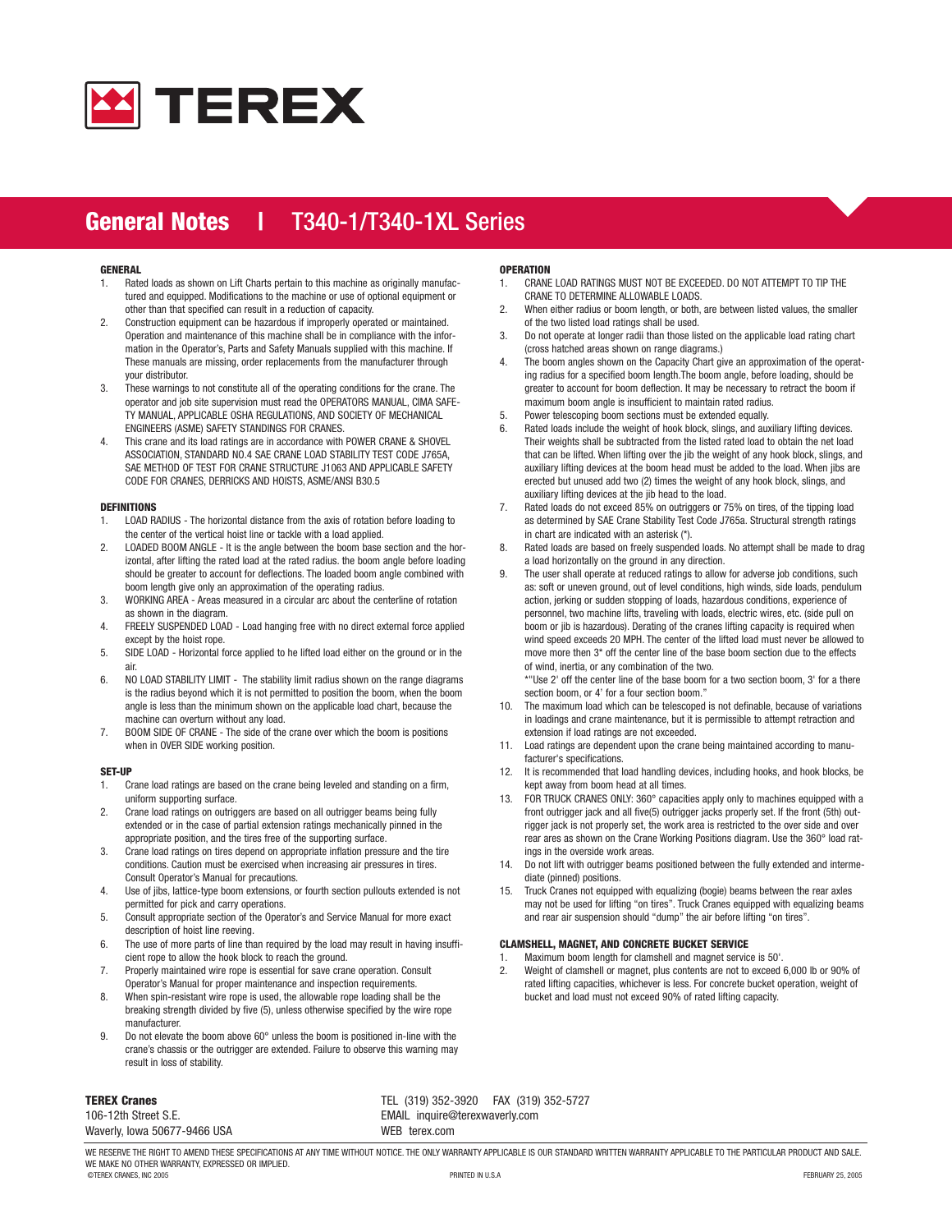# General Notes | T340-1/T340-1XL Series

### GENERAL

1. Rated loads as shown on Lift Charts pertain to this machine as originally manufactured and equipped. Modifications to the machine or use of optional equipment or other than that specified can result in a reduction of capacity.
2. Construction equipment can be hazardous if improperly operated or maintained. Operation and maintenance of this machine shall be in compliance with the information in the Operator's, Parts and Safety Manuals supplied with this machine. If These manuals are missing, order replacements from the manufacturer through your distributor.
3. These warnings to not constitute all of the operating conditions for the crane. The operator and job site supervision must read the OPERATORS MANUAL, CIMA SAFETY MANUAL, APPLICABLE OSHA REGULATIONS, AND SOCIETY OF MECHANICAL ENGINEERS (ASME) SAFETY STANDINGS FOR CRANES.
4. This crane and its load ratings are in accordance with POWER CRANE & SHOVEL ASSOCIATION, STANDARD NO.4 SAE CRANE LOAD STABILITY TEST CODE J765A, SAE METHOD OF TEST FOR CRANE STRUCTURE J1063 AND APPLICABLE SAFETY CODE FOR CRANES, DERRICKS AND HOISTS, ASME/ANSI B30.5

### DEFINITIONS

1. LOAD RADIUS - The horizontal distance from the axis of rotation before loading to the center of the vertical hoist line or tackle with a load applied.
2. LOADED BOOM ANGLE - It is the angle between the boom base section and the horizontal, after lifting the rated load at the rated radius. the boom angle before loading should be greater to account for deflections. The loaded boom angle combined with boom length give only an approximation of the operating radius.
3. WORKING AREA - Areas measured in a circular arc about the centerline of rotation as shown in the diagram.
4. FREELY SUSPENDED LOAD - Load hanging free with no direct external force applied except by the hoist rope.
5. SIDE LOAD - Horizontal force applied to he lifted load either on the ground or in the air.
6. NO LOAD STABILITY LIMIT - The stability limit radius shown on the range diagrams is the radius beyond which it is not permitted to position the boom, when the boom angle is less than the minimum shown on the applicable load chart, because the machine can overturn without any load.
7. BOOM SIDE OF CRANE - The side of the crane over which the boom is positions when in OVER SIDE working position.

### SET-UP

1. Crane load ratings are based on the crane being leveled and standing on a firm, uniform supporting surface.
2. Crane load ratings on outriggers are based on all outrigger beams being fully extended or in the case of partial extension ratings mechanically pinned in the appropriate position, and the tires free of the supporting surface.
3. Crane load ratings on tires depend on appropriate inflation pressure and the tire conditions. Caution must be exercised when increasing air pressures in tires. Consult Operator's Manual for precautions.
4. Use of jibs, lattice-type boom extensions, or fourth section pullouts extended is not permitted for pick and carry operations.
5. Consult appropriate section of the Operator's and Service Manual for more exact description of hoist line reeving.
6. The use of more parts of line than required by the load may result in having insufficient rope to allow the hook block to reach the ground.
7. Properly maintained wire rope is essential for save crane operation. Consult Operator's Manual for proper maintenance and inspection requirements.
8. When spin-resistant wire rope is used, the allowable rope loading shall be the breaking strength divided by five (5), unless otherwise specified by the wire rope manufacturer.
9. Do not elevate the boom above 60° unless the boom is positioned in-line with the crane's chassis or the outrigger are extended. Failure to observe this warning may result in loss of stability.

### OPERATION

1. CRANE LOAD RATINGS MUST NOT BE EXCEEDED. DO NOT ATTEMPT TO TIP THE CRANE TO DETERMINE ALLOWABLE LOADS.
2. When either radius or boom length, or both, are between listed values, the smaller of the two listed load ratings shall be used.
3. Do not operate at longer radii than those listed on the applicable load rating chart (cross hatched areas shown on range diagrams.)
4. The boom angles shown on the Capacity Chart give an approximation of the operating radius for a specified boom length.The boom angle, before loading, should be greater to account for boom deflection. It may be necessary to retract the boom if maximum boom angle is insufficient to maintain rated radius.
5. Power telescoping boom sections must be extended equally.
6. Rated loads include the weight of hook block, slings, and auxiliary lifting devices. Their weights shall be subtracted from the listed rated load to obtain the net load that can be lifted. When lifting over the jib the weight of any hook block, slings, and auxiliary lifting devices at the boom head must be added to the load. When jibs are erected but unused add two (2) times the weight of any hook block, slings, and auxiliary lifting devices at the jib head to the load.
7. Rated loads do not exceed 85% on outriggers or 75% on tires, of the tipping load as determined by SAE Crane Stability Test Code J765a. Structural strength ratings in chart are indicated with an asterisk (*).
8. Rated loads are based on freely suspended loads. No attempt shall be made to drag a load horizontally on the ground in any direction.
9. The user shall operate at reduced ratings to allow for adverse job conditions, such as: soft or uneven ground, out of level conditions, high winds, side loads, pendulum action, jerking or sudden stopping of loads, hazardous conditions, experience of personnel, two machine lifts, traveling with loads, electric wires, etc. (side pull on boom or jib is hazardous). Derating of the cranes lifting capacity is required when wind speed exceeds 20 MPH. The center of the lifted load must never be allowed to move more then 3* off the center line of the base boom section due to the effects of wind, inertia, or any combination of the two.
   *"Use 2' off the center line of the base boom for a two section boom, 3' for a there section boom, or 4' for a four section boom."
10. The maximum load which can be telescoped is not definable, because of variations in loadings and crane maintenance, but it is permissible to attempt retraction and extension if load ratings are not exceeded.
11. Load ratings are dependent upon the crane being maintained according to manufacturer's specifications.
12. It is recommended that load handling devices, including hooks, and hook blocks, be kept away from boom head at all times.
13. FOR TRUCK CRANES ONLY: 360° capacities apply only to machines equipped with a front outrigger jack and all five(5) outrigger jacks properly set. If the front (5th) outrigger jack is not properly set, the work area is restricted to the over side and over rear ares as shown on the Crane Working Positions diagram. Use the 360° load ratings in the overside work areas.
14. Do not lift with outrigger beams positioned between the fully extended and intermediate (pinned) positions.
15. Truck Cranes not equipped with equalizing (bogie) beams between the rear axles may not be used for lifting "on tires". Truck Cranes equipped with equalizing beams and rear air suspension should "dump" the air before lifting "on tires".

### CLAMSHELL, MAGNET, AND CONCRETE BUCKET SERVICE

1. Maximum boom length for clamshell and magnet service is 50'.
2. Weight of clamshell or magnet, plus contents are not to exceed 6,000 lb or 90% of rated lifting capacities, whichever is less. For concrete bucket operation, weight of bucket and load must not exceed 90% of rated lifting capacity.

**TEREX Cranes**
106-12th Street S.E.
Waverly, Iowa 50677-9466 USA

TEL (319) 352-3920 FAX (319) 352-5727
EMAIL inquire@terexwaverly.com
WEB terex.com

WE RESERVE THE RIGHT TO AMEND THESE SPECIFICATIONS AT ANY TIME WITHOUT NOTICE. THE ONLY WARRANTY APPLICABLE IS OUR STANDARD WRITTEN WARRANTY APPLICABLE TO THE PARTICULAR PRODUCT AND SALE. WE MAKE NO OTHER WARRANTY, EXPRESSED OR IMPLIED.

©TEREX CRANES, INC 2005 PRINTED IN U.S.A FEBRUARY 25, 2005